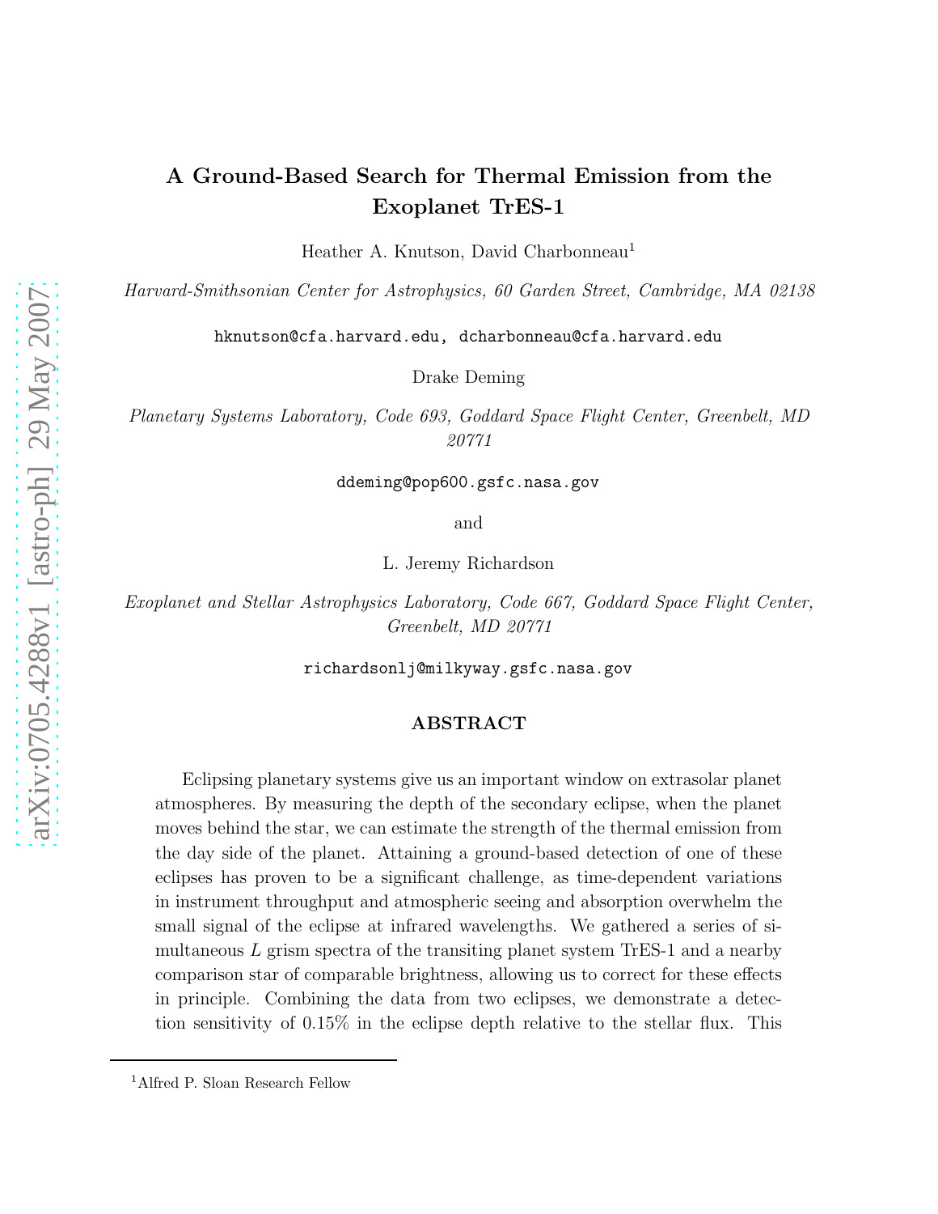# A Ground-Based Search for Thermal Emission from the Exoplanet TrES-1

Heather A. Knutson, David Charbonneau[1]

*Harvard-Smithsonian Center for Astrophysics, 60 Garden Street, Cambridge, MA 02138*

hknutson@cfa.harvard.edu, dcharbonneau@cfa.harvard.edu

Drake Deming

*Planetary Systems Laboratory, Code 693, Goddard Space Flight Center, Greenbelt, MD 20771*

ddeming@pop600.gsfc.nasa.gov

and

L. Jeremy Richardson

*Exoplanet and Stellar Astrophysics Laboratory, Code 667, Goddard Space Flight Center, Greenbelt, MD 20771*

richardsonlj@milkyway.gsfc.nasa.gov

## ABSTRACT

Eclipsing planetary systems give us an important window on extrasolar planet atmospheres. By measuring the depth of the secondary eclipse, when the planet moves behind the star, we can estimate the strength of the thermal emission from the day side of the planet. Attaining a ground-based detection of one of these eclipses has proven to be a significant challenge, as time-dependent variations in instrument throughput and atmospheric seeing and absorption overwhelm the small signal of the eclipse at infrared wavelengths. We gathered a series of simultaneous $L$ grism spectra of the transiting planet system TrES-1 and a nearby comparison star of comparable brightness, allowing us to correct for these effects in principle. Combining the data from two eclipses, we demonstrate a detection sensitivity of 0.15% in the eclipse depth relative to the stellar flux. This

[1] Alfred P. Sloan Research Fellow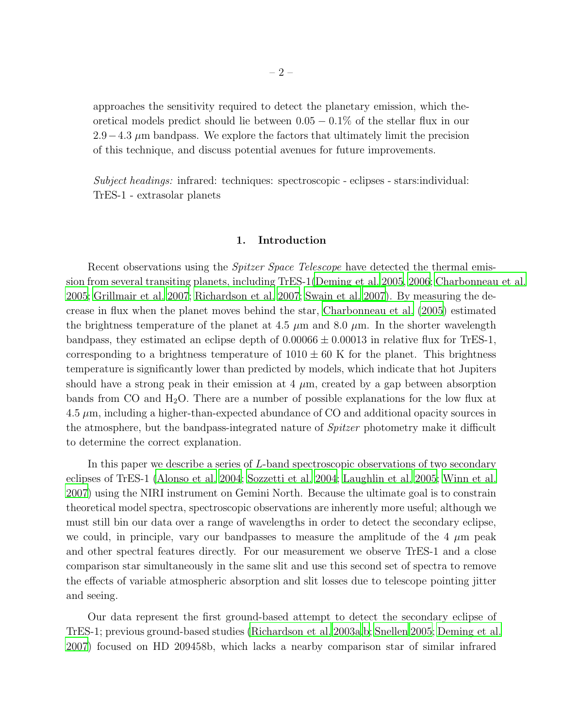approaches the sensitivity required to detect the planetary emission, which theoretical models predict should lie between $0.05 - 0.1\%$ of the stellar flux in our $2.9-4.3\ \mu$m bandpass. We explore the factors that ultimately limit the precision of this technique, and discuss potential avenues for future improvements.

*Subject headings:* infrared: techniques: spectroscopic - eclipses - stars:individual: TrES-1 - extrasolar planets

## 1. Introduction

Recent observations using the *Spitzer Space Telescope* have detected the thermal emission from several transiting planets, including TrES-1(Deming et al. 2005, 2006; Charbonneau et al. 2005; Grillmair et al. 2007; Richardson et al. 2007; Swain et al. 2007). By measuring the decrease in flux when the planet moves behind the star, Charbonneau et al. (2005) estimated the brightness temperature of the planet at 4.5 $\mu$m and 8.0 $\mu$m. In the shorter wavelength bandpass, they estimated an eclipse depth of $0.00066 \pm 0.00013$ in relative flux for TrES-1, corresponding to a brightness temperature of $1010 \pm 60$ K for the planet. This brightness temperature is significantly lower than predicted by models, which indicate that hot Jupiters should have a strong peak in their emission at 4 $\mu$m, created by a gap between absorption bands from CO and $H_2O$. There are a number of possible explanations for the low flux at 4.5 $\mu$m, including a higher-than-expected abundance of CO and additional opacity sources in the atmosphere, but the bandpass-integrated nature of *Spitzer* photometry make it difficult to determine the correct explanation.

In this paper we describe a series of $L$-band spectroscopic observations of two secondary eclipses of TrES-1 (Alonso et al. 2004; Sozzetti et al. 2004; Laughlin et al. 2005; Winn et al. 2007) using the NIRI instrument on Gemini North. Because the ultimate goal is to constrain theoretical model spectra, spectroscopic observations are inherently more useful; although we must still bin our data over a range of wavelengths in order to detect the secondary eclipse, we could, in principle, vary our bandpasses to measure the amplitude of the 4 $\mu$m peak and other spectral features directly. For our measurement we observe TrES-1 and a close comparison star simultaneously in the same slit and use this second set of spectra to remove the effects of variable atmospheric absorption and slit losses due to telescope pointing jitter and seeing.

Our data represent the first ground-based attempt to detect the secondary eclipse of TrES-1; previous ground-based studies (Richardson et al. 2003a,b; Snellen 2005; Deming et al. 2007) focused on HD 209458b, which lacks a nearby comparison star of similar infrared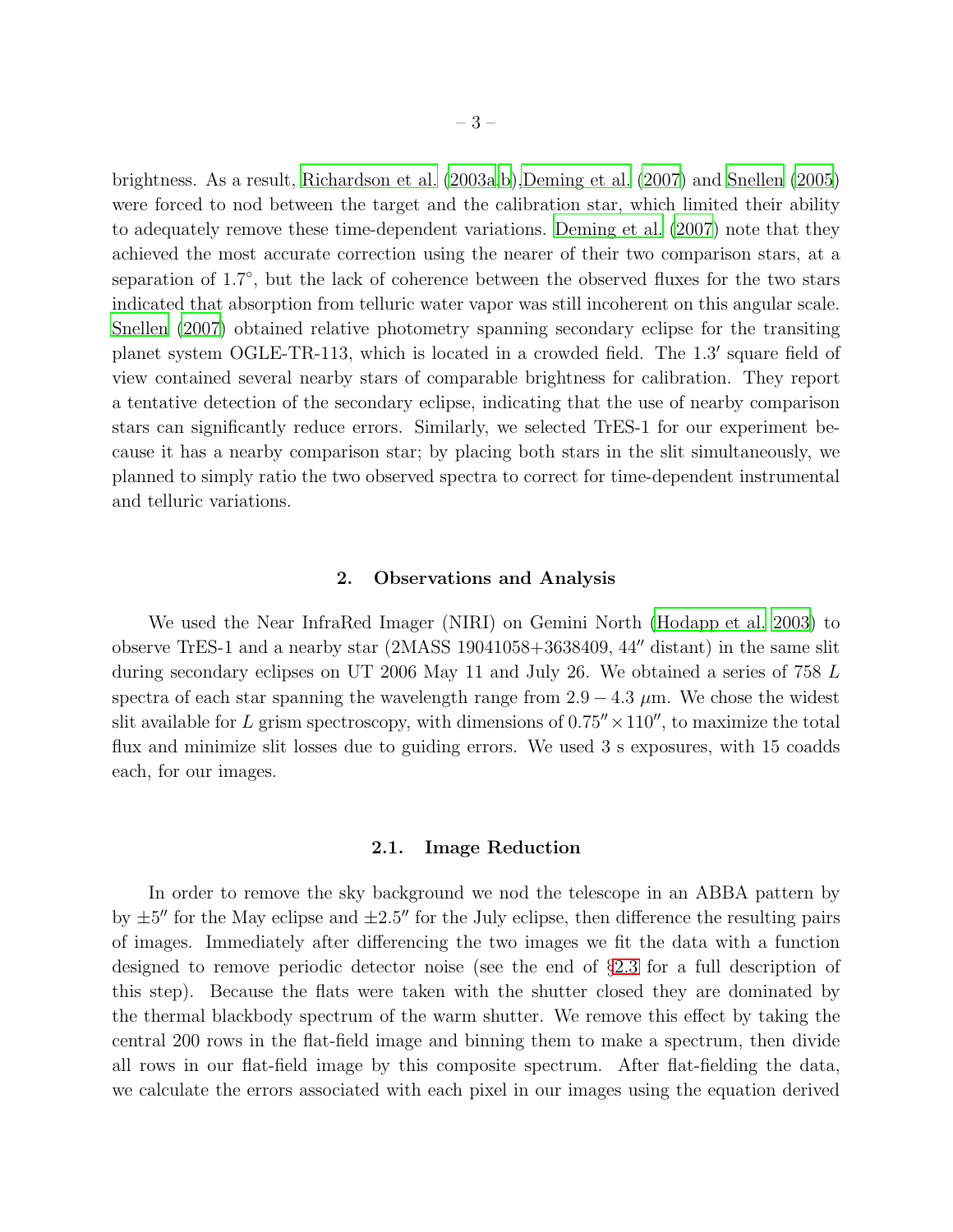brightness. As a result, Richardson et al. (2003a,b),Deming et al. (2007) and Snellen (2005) were forced to nod between the target and the calibration star, which limited their ability to adequately remove these time-dependent variations. Deming et al. (2007) note that they achieved the most accurate correction using the nearer of their two comparison stars, at a separation of 1.7°, but the lack of coherence between the observed fluxes for the two stars indicated that absorption from telluric water vapor was still incoherent on this angular scale. Snellen (2007) obtained relative photometry spanning secondary eclipse for the transiting planet system OGLE-TR-113, which is located in a crowded field. The 1.3′ square field of view contained several nearby stars of comparable brightness for calibration. They report a tentative detection of the secondary eclipse, indicating that the use of nearby comparison stars can significantly reduce errors. Similarly, we selected TrES-1 for our experiment because it has a nearby comparison star; by placing both stars in the slit simultaneously, we planned to simply ratio the two observed spectra to correct for time-dependent instrumental and telluric variations.

## 2. Observations and Analysis

We used the Near InfraRed Imager (NIRI) on Gemini North (Hodapp et al. 2003) to observe TrES-1 and a nearby star (2MASS 19041058+3638409, 44″ distant) in the same slit during secondary eclipses on UT 2006 May 11 and July 26. We obtained a series of 758 $L$ spectra of each star spanning the wavelength range from $2.9 - 4.3$ $\mu$m. We chose the widest slit available for $L$ grism spectroscopy, with dimensions of $0.75'' \times 110''$, to maximize the total flux and minimize slit losses due to guiding errors. We used 3 s exposures, with 15 coadds each, for our images.

### 2.1. Image Reduction

In order to remove the sky background we nod the telescope in an ABBA pattern by by $\pm 5''$ for the May eclipse and $\pm 2.5''$ for the July eclipse, then difference the resulting pairs of images. Immediately after differencing the two images we fit the data with a function designed to remove periodic detector noise (see the end of §2.3 for a full description of this step). Because the flats were taken with the shutter closed they are dominated by the thermal blackbody spectrum of the warm shutter. We remove this effect by taking the central 200 rows in the flat-field image and binning them to make a spectrum, then divide all rows in our flat-field image by this composite spectrum. After flat-fielding the data, we calculate the errors associated with each pixel in our images using the equation derived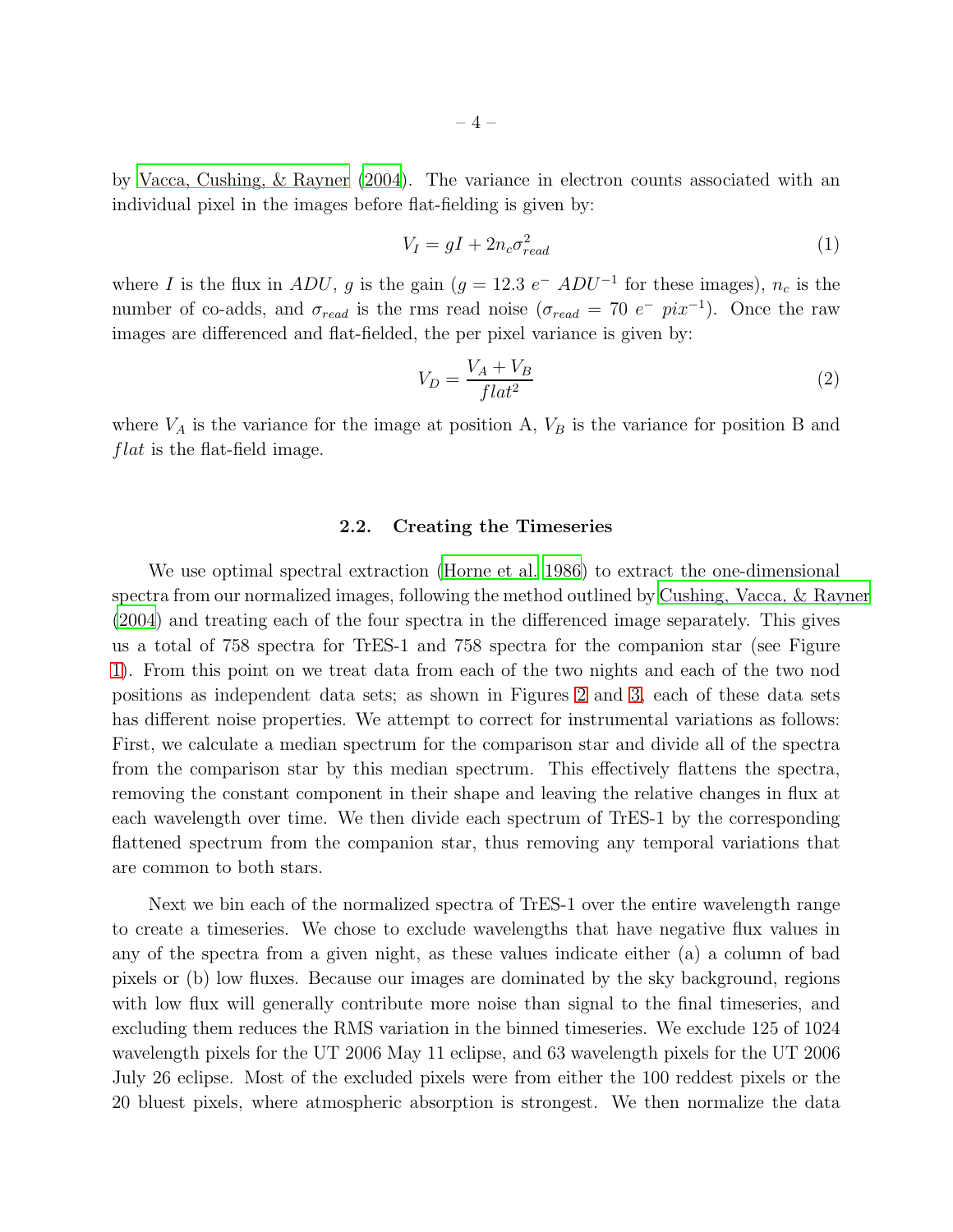by Vacca, Cushing, & Rayner (2004). The variance in electron counts associated with an individual pixel in the images before flat-fielding is given by:

$$V_I = gI + 2n_c\sigma_{read}^2 \tag{1}$$

where $I$ is the flux in $ADU$, $g$ is the gain ($g = 12.3\ e^-\ ADU^{-1}$ for these images), $n_c$ is the number of co-adds, and $\sigma_{read}$ is the rms read noise ($\sigma_{read} = 70\ e^-\ pix^{-1}$). Once the raw images are differenced and flat-fielded, the per pixel variance is given by:

$$V_D = \frac{V_A + V_B}{flat^2} \tag{2}$$

where $V_A$ is the variance for the image at position A, $V_B$ is the variance for position B and $flat$ is the flat-field image.

### 2.2. Creating the Timeseries

We use optimal spectral extraction (Horne et al. 1986) to extract the one-dimensional spectra from our normalized images, following the method outlined by Cushing, Vacca, & Rayner (2004) and treating each of the four spectra in the differenced image separately. This gives us a total of 758 spectra for TrES-1 and 758 spectra for the companion star (see Figure 1). From this point on we treat data from each of the two nights and each of the two nod positions as independent data sets; as shown in Figures 2 and 3, each of these data sets has different noise properties. We attempt to correct for instrumental variations as follows: First, we calculate a median spectrum for the comparison star and divide all of the spectra from the comparison star by this median spectrum. This effectively flattens the spectra, removing the constant component in their shape and leaving the relative changes in flux at each wavelength over time. We then divide each spectrum of TrES-1 by the corresponding flattened spectrum from the companion star, thus removing any temporal variations that are common to both stars.

Next we bin each of the normalized spectra of TrES-1 over the entire wavelength range to create a timeseries. We chose to exclude wavelengths that have negative flux values in any of the spectra from a given night, as these values indicate either (a) a column of bad pixels or (b) low fluxes. Because our images are dominated by the sky background, regions with low flux will generally contribute more noise than signal to the final timeseries, and excluding them reduces the RMS variation in the binned timeseries. We exclude 125 of 1024 wavelength pixels for the UT 2006 May 11 eclipse, and 63 wavelength pixels for the UT 2006 July 26 eclipse. Most of the excluded pixels were from either the 100 reddest pixels or the 20 bluest pixels, where atmospheric absorption is strongest. We then normalize the data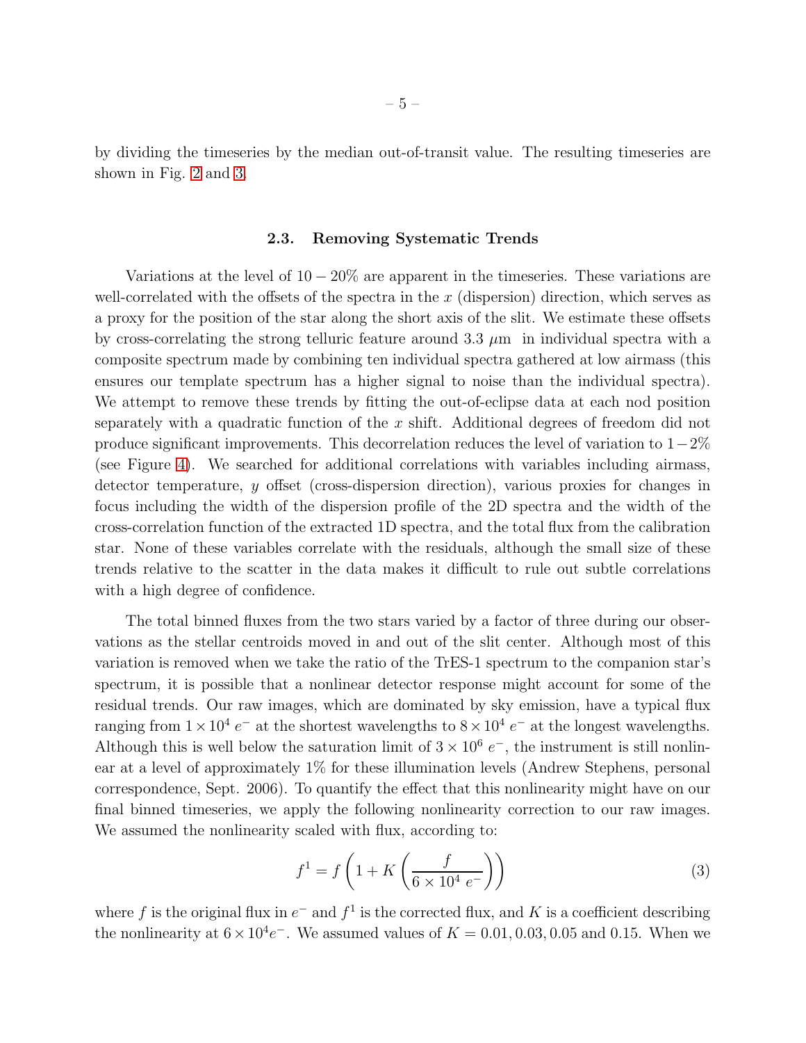by dividing the timeseries by the median out-of-transit value. The resulting timeseries are shown in Fig. 2 and 3.

### 2.3. Removing Systematic Trends

Variations at the level of $10 - 20\%$ are apparent in the timeseries. These variations are well-correlated with the offsets of the spectra in the $x$ (dispersion) direction, which serves as a proxy for the position of the star along the short axis of the slit. We estimate these offsets by cross-correlating the strong telluric feature around 3.3 $\mu$m in individual spectra with a composite spectrum made by combining ten individual spectra gathered at low airmass (this ensures our template spectrum has a higher signal to noise than the individual spectra). We attempt to remove these trends by fitting the out-of-eclipse data at each nod position separately with a quadratic function of the $x$ shift. Additional degrees of freedom did not produce significant improvements. This decorrelation reduces the level of variation to $1-2\%$ (see Figure 4). We searched for additional correlations with variables including airmass, detector temperature, $y$ offset (cross-dispersion direction), various proxies for changes in focus including the width of the dispersion profile of the 2D spectra and the width of the cross-correlation function of the extracted 1D spectra, and the total flux from the calibration star. None of these variables correlate with the residuals, although the small size of these trends relative to the scatter in the data makes it difficult to rule out subtle correlations with a high degree of confidence.

The total binned fluxes from the two stars varied by a factor of three during our observations as the stellar centroids moved in and out of the slit center. Although most of this variation is removed when we take the ratio of the TrES-1 spectrum to the companion star's spectrum, it is possible that a nonlinear detector response might account for some of the residual trends. Our raw images, which are dominated by sky emission, have a typical flux ranging from $1 \times 10^4\ e^-$ at the shortest wavelengths to $8 \times 10^4\ e^-$ at the longest wavelengths. Although this is well below the saturation limit of $3 \times 10^6\ e^-$, the instrument is still nonlinear at a level of approximately 1% for these illumination levels (Andrew Stephens, personal correspondence, Sept. 2006). To quantify the effect that this nonlinearity might have on our final binned timeseries, we apply the following nonlinearity correction to our raw images. We assumed the nonlinearity scaled with flux, according to:

$$f^1 = f\left(1 + K\left(\frac{f}{6 \times 10^4\ e^-}\right)\right) \tag{3}$$

where $f$ is the original flux in $e^-$ and $f^1$ is the corrected flux, and $K$ is a coefficient describing the nonlinearity at $6 \times 10^4 e^-$. We assumed values of $K = 0.01, 0.03, 0.05$ and $0.15$. When we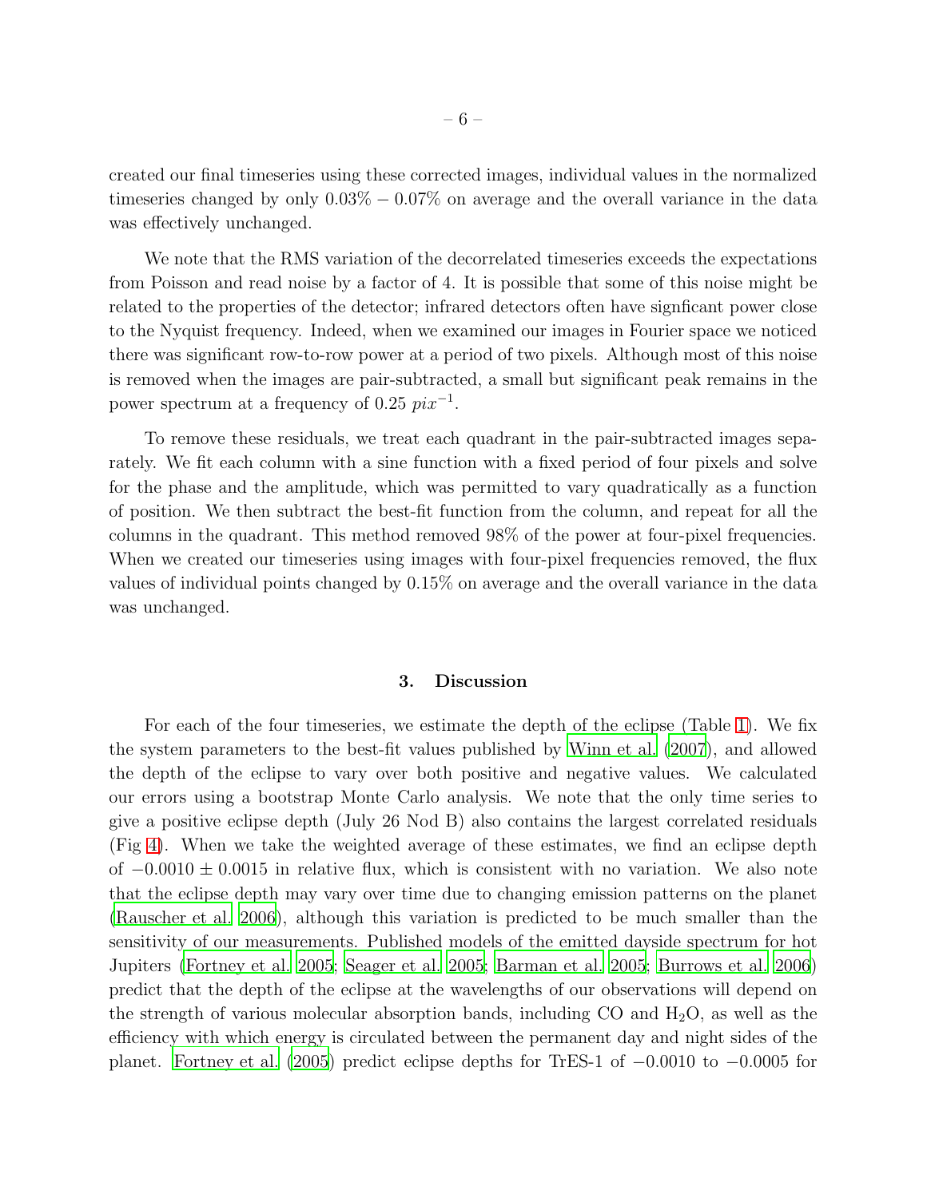created our final timeseries using these corrected images, individual values in the normalized timeseries changed by only 0.03% − 0.07% on average and the overall variance in the data was effectively unchanged.

We note that the RMS variation of the decorrelated timeseries exceeds the expectations from Poisson and read noise by a factor of 4. It is possible that some of this noise might be related to the properties of the detector; infrared detectors often have signficant power close to the Nyquist frequency. Indeed, when we examined our images in Fourier space we noticed there was significant row-to-row power at a period of two pixels. Although most of this noise is removed when the images are pair-subtracted, a small but significant peak remains in the power spectrum at a frequency of 0.25 $pix^{-1}$.

To remove these residuals, we treat each quadrant in the pair-subtracted images separately. We fit each column with a sine function with a fixed period of four pixels and solve for the phase and the amplitude, which was permitted to vary quadratically as a function of position. We then subtract the best-fit function from the column, and repeat for all the columns in the quadrant. This method removed 98% of the power at four-pixel frequencies. When we created our timeseries using images with four-pixel frequencies removed, the flux values of individual points changed by 0.15% on average and the overall variance in the data was unchanged.

## 3. Discussion

For each of the four timeseries, we estimate the depth of the eclipse (Table 1). We fix the system parameters to the best-fit values published by Winn et al. (2007), and allowed the depth of the eclipse to vary over both positive and negative values. We calculated our errors using a bootstrap Monte Carlo analysis. We note that the only time series to give a positive eclipse depth (July 26 Nod B) also contains the largest correlated residuals (Fig 4). When we take the weighted average of these estimates, we find an eclipse depth of $-0.0010 \pm 0.0015$ in relative flux, which is consistent with no variation. We also note that the eclipse depth may vary over time due to changing emission patterns on the planet (Rauscher et al. 2006), although this variation is predicted to be much smaller than the sensitivity of our measurements. Published models of the emitted dayside spectrum for hot Jupiters (Fortney et al. 2005; Seager et al. 2005; Barman et al. 2005; Burrows et al. 2006) predict that the depth of the eclipse at the wavelengths of our observations will depend on the strength of various molecular absorption bands, including CO and $H_2O$, as well as the efficiency with which energy is circulated between the permanent day and night sides of the planet. Fortney et al. (2005) predict eclipse depths for TrES-1 of $-0.0010$ to $-0.0005$ for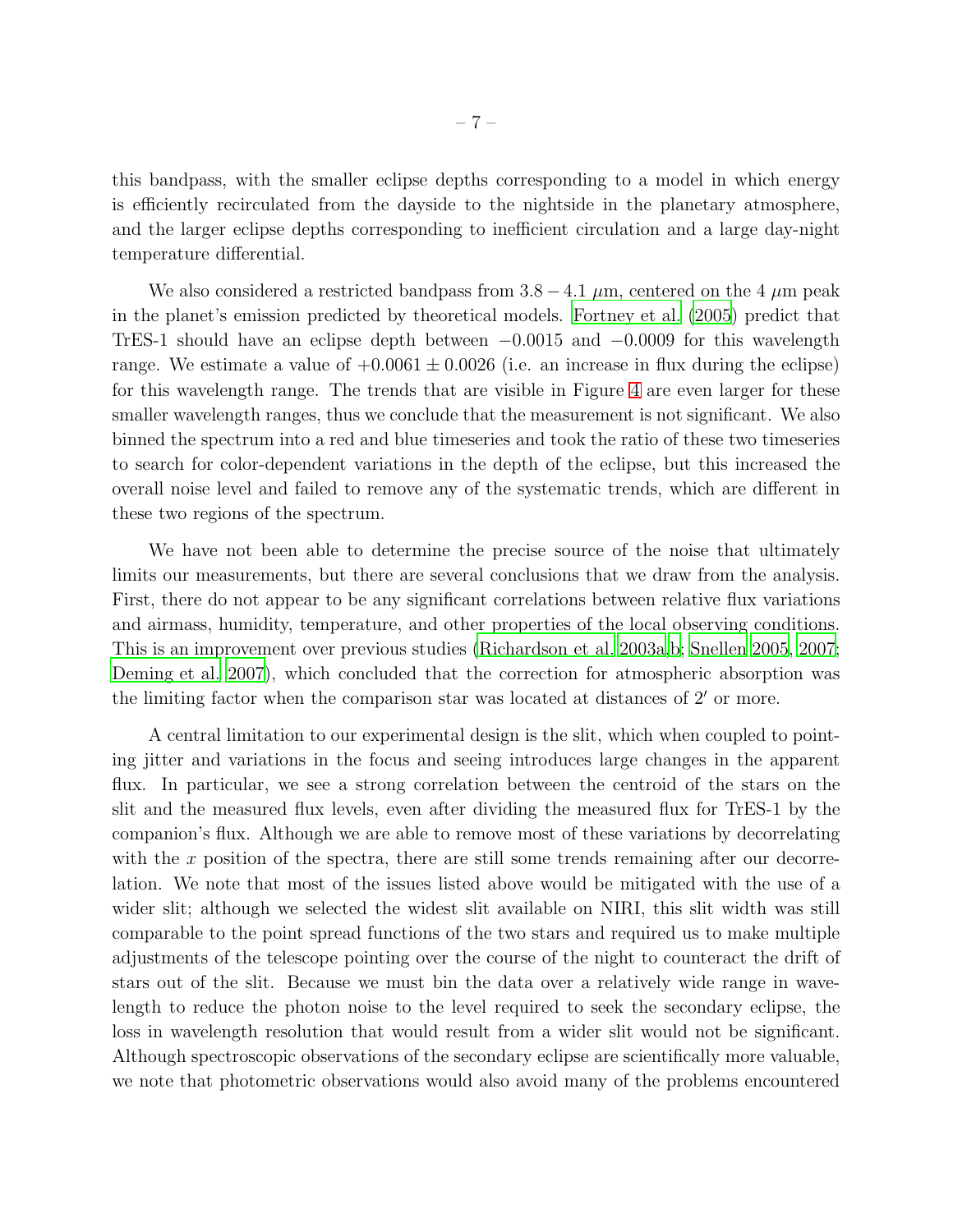this bandpass, with the smaller eclipse depths corresponding to a model in which energy is efficiently recirculated from the dayside to the nightside in the planetary atmosphere, and the larger eclipse depths corresponding to inefficient circulation and a large day-night temperature differential.

We also considered a restricted bandpass from $3.8-4.1$ $\mu$m, centered on the 4 $\mu$m peak in the planet's emission predicted by theoretical models. Fortney et al. (2005) predict that TrES-1 should have an eclipse depth between $-0.0015$ and $-0.0009$ for this wavelength range. We estimate a value of $+0.0061 \pm 0.0026$ (i.e. an increase in flux during the eclipse) for this wavelength range. The trends that are visible in Figure 4 are even larger for these smaller wavelength ranges, thus we conclude that the measurement is not significant. We also binned the spectrum into a red and blue timeseries and took the ratio of these two timeseries to search for color-dependent variations in the depth of the eclipse, but this increased the overall noise level and failed to remove any of the systematic trends, which are different in these two regions of the spectrum.

We have not been able to determine the precise source of the noise that ultimately limits our measurements, but there are several conclusions that we draw from the analysis. First, there do not appear to be any significant correlations between relative flux variations and airmass, humidity, temperature, and other properties of the local observing conditions. This is an improvement over previous studies (Richardson et al. 2003a,b; Snellen 2005, 2007; Deming et al. 2007), which concluded that the correction for atmospheric absorption was the limiting factor when the comparison star was located at distances of $2'$ or more.

A central limitation to our experimental design is the slit, which when coupled to pointing jitter and variations in the focus and seeing introduces large changes in the apparent flux. In particular, we see a strong correlation between the centroid of the stars on the slit and the measured flux levels, even after dividing the measured flux for TrES-1 by the companion's flux. Although we are able to remove most of these variations by decorrelating with the $x$ position of the spectra, there are still some trends remaining after our decorrelation. We note that most of the issues listed above would be mitigated with the use of a wider slit; although we selected the widest slit available on NIRI, this slit width was still comparable to the point spread functions of the two stars and required us to make multiple adjustments of the telescope pointing over the course of the night to counteract the drift of stars out of the slit. Because we must bin the data over a relatively wide range in wavelength to reduce the photon noise to the level required to seek the secondary eclipse, the loss in wavelength resolution that would result from a wider slit would not be significant. Although spectroscopic observations of the secondary eclipse are scientifically more valuable, we note that photometric observations would also avoid many of the problems encountered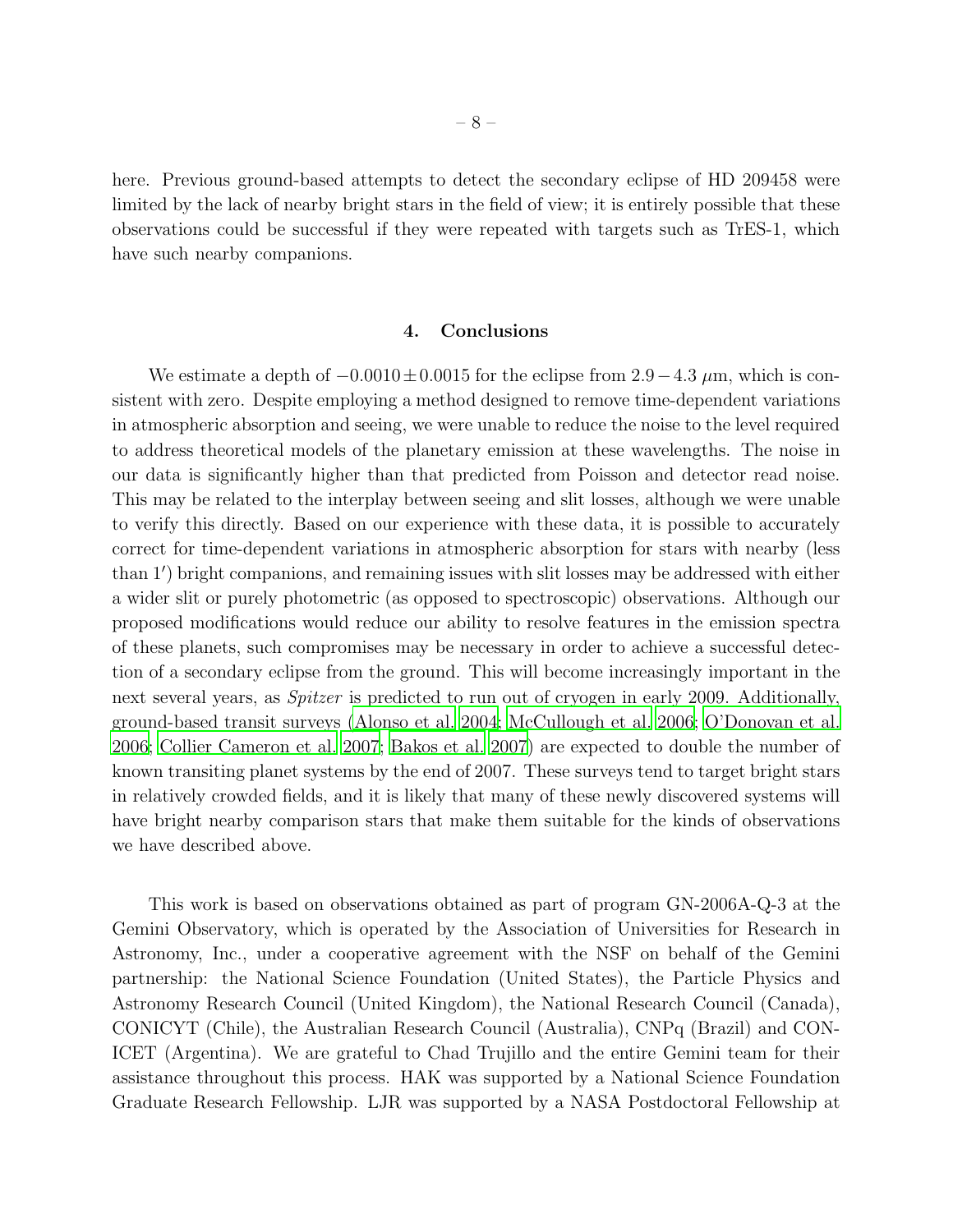here. Previous ground-based attempts to detect the secondary eclipse of HD 209458 were limited by the lack of nearby bright stars in the field of view; it is entirely possible that these observations could be successful if they were repeated with targets such as TrES-1, which have such nearby companions.

## 4. Conclusions

We estimate a depth of $-0.0010 \pm 0.0015$ for the eclipse from $2.9 - 4.3$ $\mu$m, which is consistent with zero. Despite employing a method designed to remove time-dependent variations in atmospheric absorption and seeing, we were unable to reduce the noise to the level required to address theoretical models of the planetary emission at these wavelengths. The noise in our data is significantly higher than that predicted from Poisson and detector read noise. This may be related to the interplay between seeing and slit losses, although we were unable to verify this directly. Based on our experience with these data, it is possible to accurately correct for time-dependent variations in atmospheric absorption for stars with nearby (less than $1'$) bright companions, and remaining issues with slit losses may be addressed with either a wider slit or purely photometric (as opposed to spectroscopic) observations. Although our proposed modifications would reduce our ability to resolve features in the emission spectra of these planets, such compromises may be necessary in order to achieve a successful detection of a secondary eclipse from the ground. This will become increasingly important in the next several years, as *Spitzer* is predicted to run out of cryogen in early 2009. Additionally, ground-based transit surveys (Alonso et al. 2004; McCullough et al. 2006; O'Donovan et al. 2006; Collier Cameron et al. 2007; Bakos et al. 2007) are expected to double the number of known transiting planet systems by the end of 2007. These surveys tend to target bright stars in relatively crowded fields, and it is likely that many of these newly discovered systems will have bright nearby comparison stars that make them suitable for the kinds of observations we have described above.

This work is based on observations obtained as part of program GN-2006A-Q-3 at the Gemini Observatory, which is operated by the Association of Universities for Research in Astronomy, Inc., under a cooperative agreement with the NSF on behalf of the Gemini partnership: the National Science Foundation (United States), the Particle Physics and Astronomy Research Council (United Kingdom), the National Research Council (Canada), CONICYT (Chile), the Australian Research Council (Australia), CNPq (Brazil) and CONICET (Argentina). We are grateful to Chad Trujillo and the entire Gemini team for their assistance throughout this process. HAK was supported by a National Science Foundation Graduate Research Fellowship. LJR was supported by a NASA Postdoctoral Fellowship at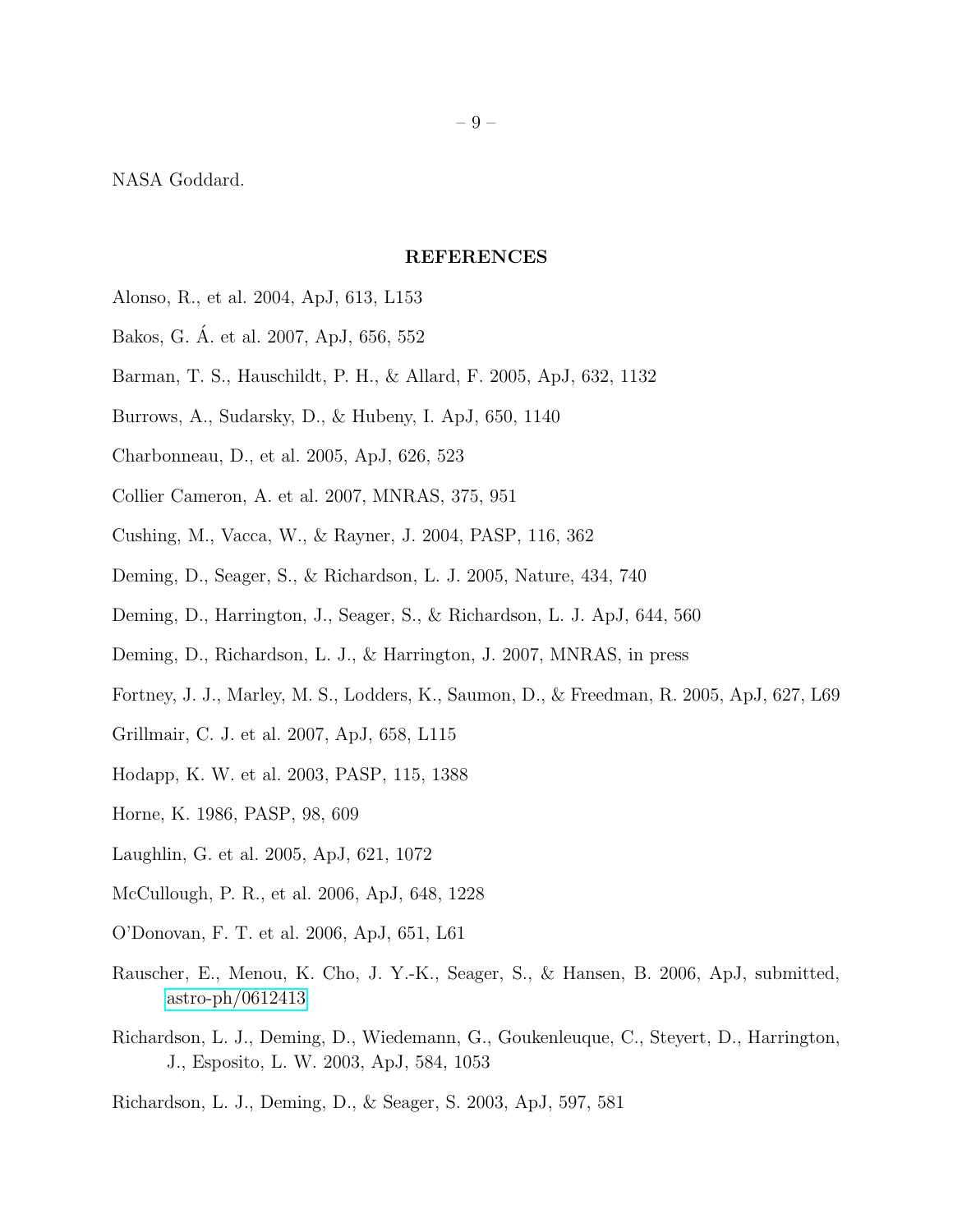NASA Goddard.

## REFERENCES

Alonso, R., et al. 2004, ApJ, 613, L153

Bakos, G. Á. et al. 2007, ApJ, 656, 552

Barman, T. S., Hauschildt, P. H., & Allard, F. 2005, ApJ, 632, 1132

Burrows, A., Sudarsky, D., & Hubeny, I. ApJ, 650, 1140

Charbonneau, D., et al. 2005, ApJ, 626, 523

Collier Cameron, A. et al. 2007, MNRAS, 375, 951

Cushing, M., Vacca, W., & Rayner, J. 2004, PASP, 116, 362

Deming, D., Seager, S., & Richardson, L. J. 2005, Nature, 434, 740

Deming, D., Harrington, J., Seager, S., & Richardson, L. J. ApJ, 644, 560

Deming, D., Richardson, L. J., & Harrington, J. 2007, MNRAS, in press

Fortney, J. J., Marley, M. S., Lodders, K., Saumon, D., & Freedman, R. 2005, ApJ, 627, L69

Grillmair, C. J. et al. 2007, ApJ, 658, L115

Hodapp, K. W. et al. 2003, PASP, 115, 1388

Horne, K. 1986, PASP, 98, 609

Laughlin, G. et al. 2005, ApJ, 621, 1072

McCullough, P. R., et al. 2006, ApJ, 648, 1228

O'Donovan, F. T. et al. 2006, ApJ, 651, L61

Rauscher, E., Menou, K. Cho, J. Y.-K., Seager, S., & Hansen, B. 2006, ApJ, submitted, astro-ph/0612413

Richardson, L. J., Deming, D., Wiedemann, G., Goukenleuque, C., Steyert, D., Harrington, J., Esposito, L. W. 2003, ApJ, 584, 1053

Richardson, L. J., Deming, D., & Seager, S. 2003, ApJ, 597, 581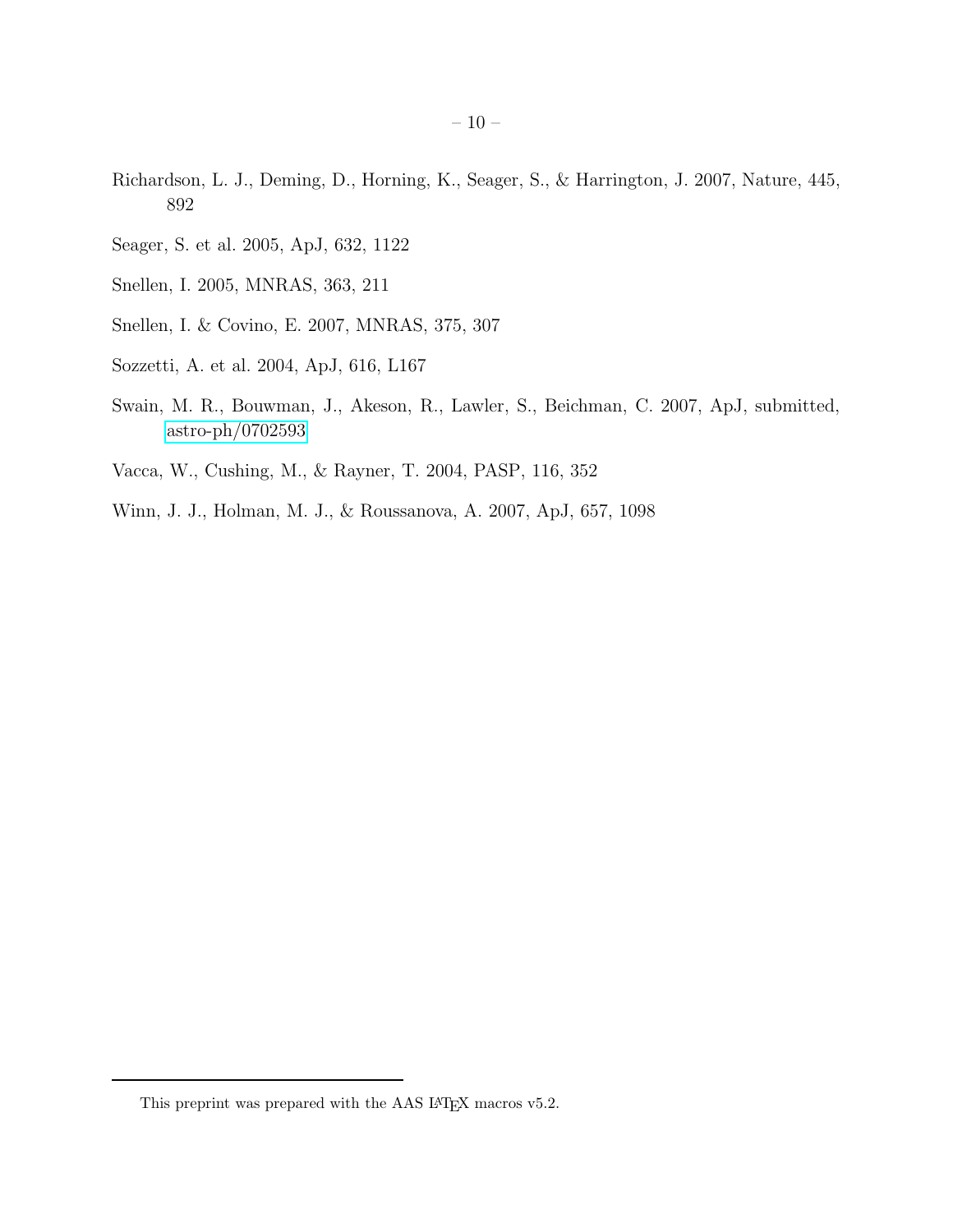Richardson, L. J., Deming, D., Horning, K., Seager, S., & Harrington, J. 2007, Nature, 445, 892

Seager, S. et al. 2005, ApJ, 632, 1122

Snellen, I. 2005, MNRAS, 363, 211

Snellen, I. & Covino, E. 2007, MNRAS, 375, 307

Sozzetti, A. et al. 2004, ApJ, 616, L167

Swain, M. R., Bouwman, J., Akeson, R., Lawler, S., Beichman, C. 2007, ApJ, submitted, astro-ph/0702593

Vacca, W., Cushing, M., & Rayner, T. 2004, PASP, 116, 352

Winn, J. J., Holman, M. J., & Roussanova, A. 2007, ApJ, 657, 1098

---

This preprint was prepared with the AAS LaTeX macros v5.2.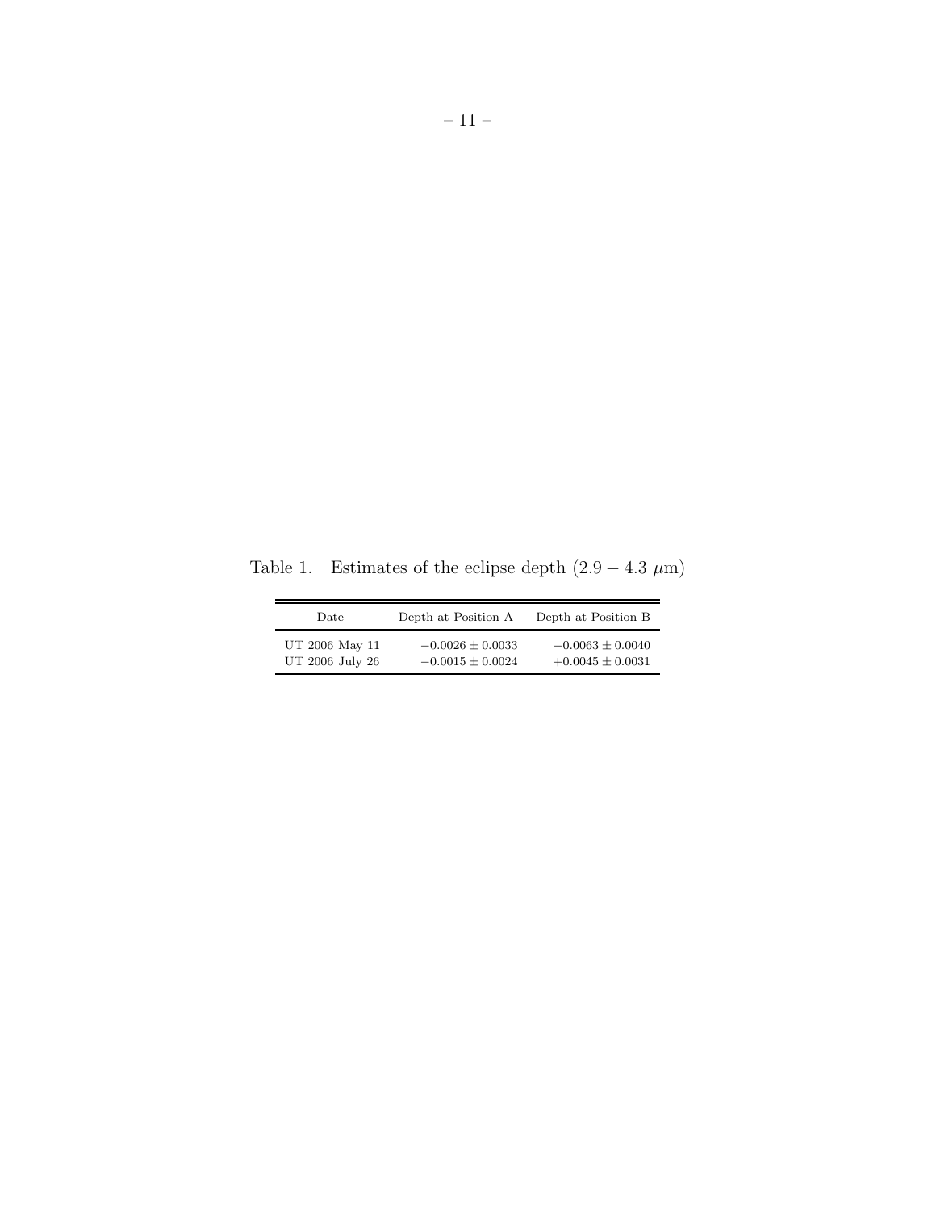Table 1. Estimates of the eclipse depth ($2.9 - 4.3\ \mu$m)

| Date | Depth at Position A | Depth at Position B |
|---|---|---|
| UT 2006 May 11 | $-0.0026 \pm 0.0033$ | $-0.0063 \pm 0.0040$ |
| UT 2006 July 26 | $-0.0015 \pm 0.0024$ | $+0.0045 \pm 0.0031$ |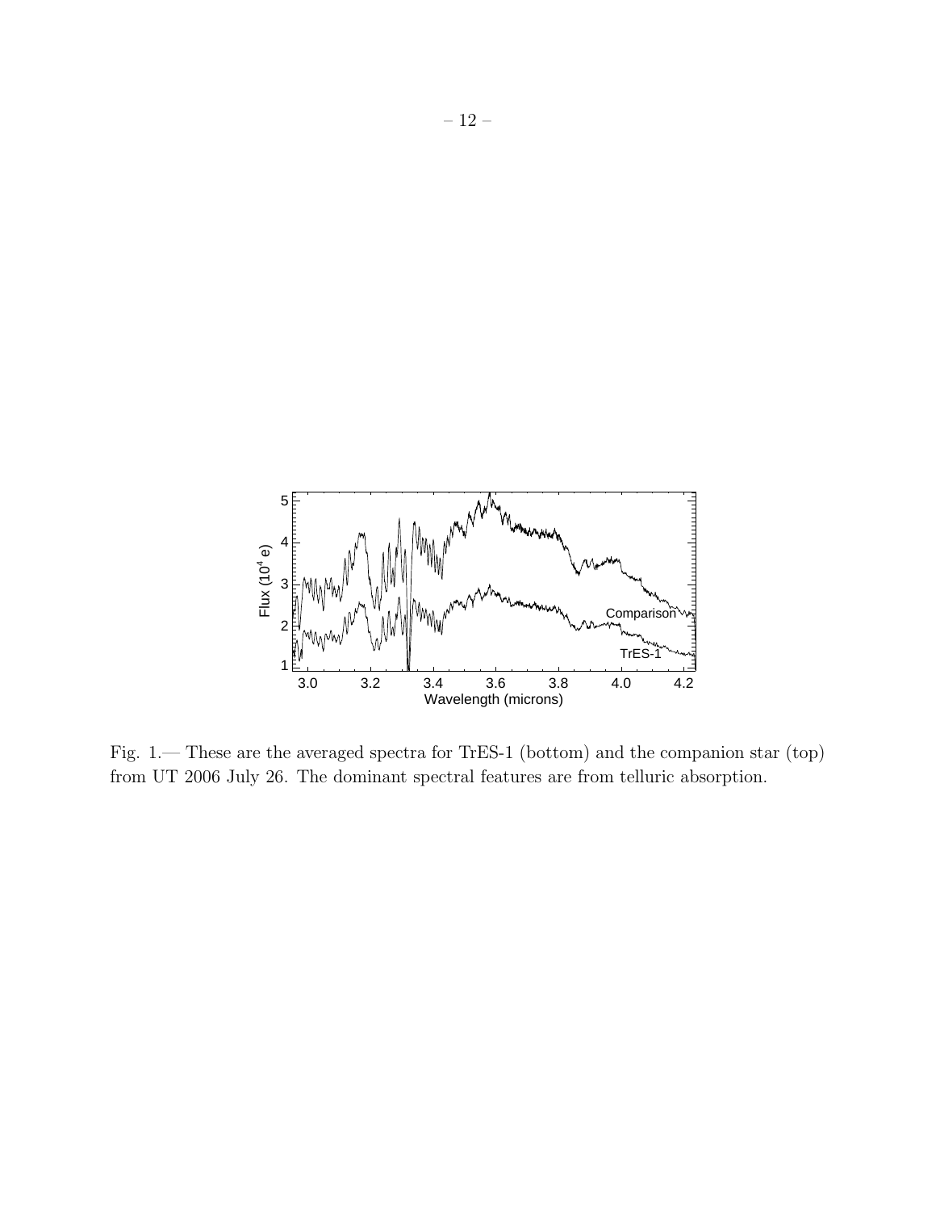Fig. 1.— These are the averaged spectra for TrES-1 (bottom) and the companion star (top) from UT 2006 July 26. The dominant spectral features are from telluric absorption.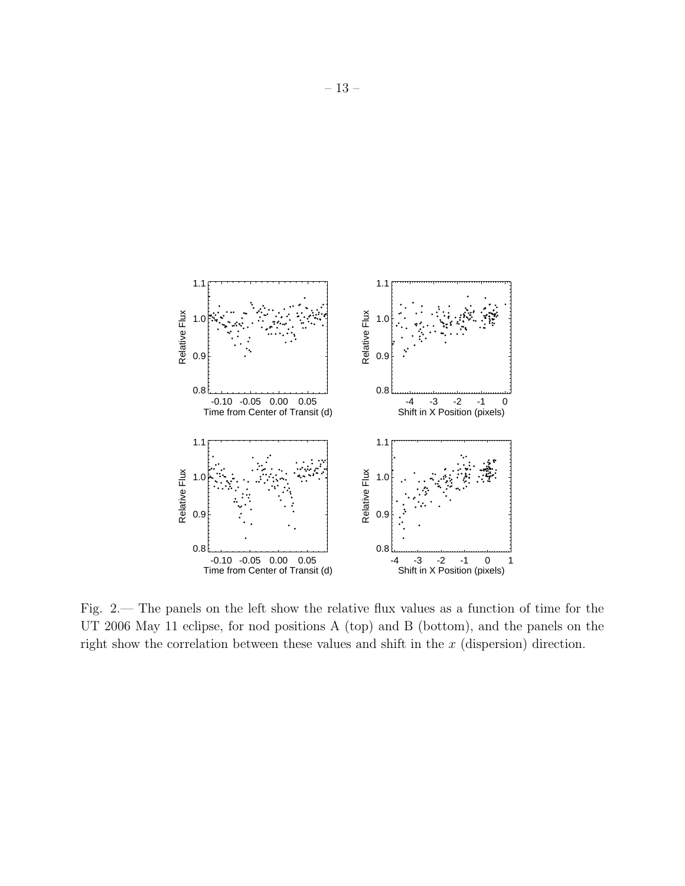Fig. 2.— The panels on the left show the relative flux values as a function of time for the UT 2006 May 11 eclipse, for nod positions A (top) and B (bottom), and the panels on the right show the correlation between these values and shift in the $x$ (dispersion) direction.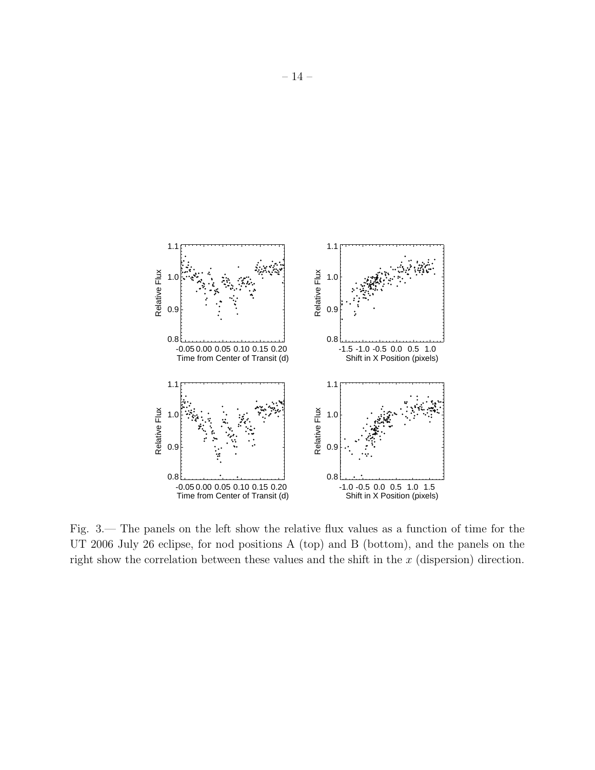Fig. 3.— The panels on the left show the relative flux values as a function of time for the UT 2006 July 26 eclipse, for nod positions A (top) and B (bottom), and the panels on the right show the correlation between these values and the shift in the $x$ (dispersion) direction.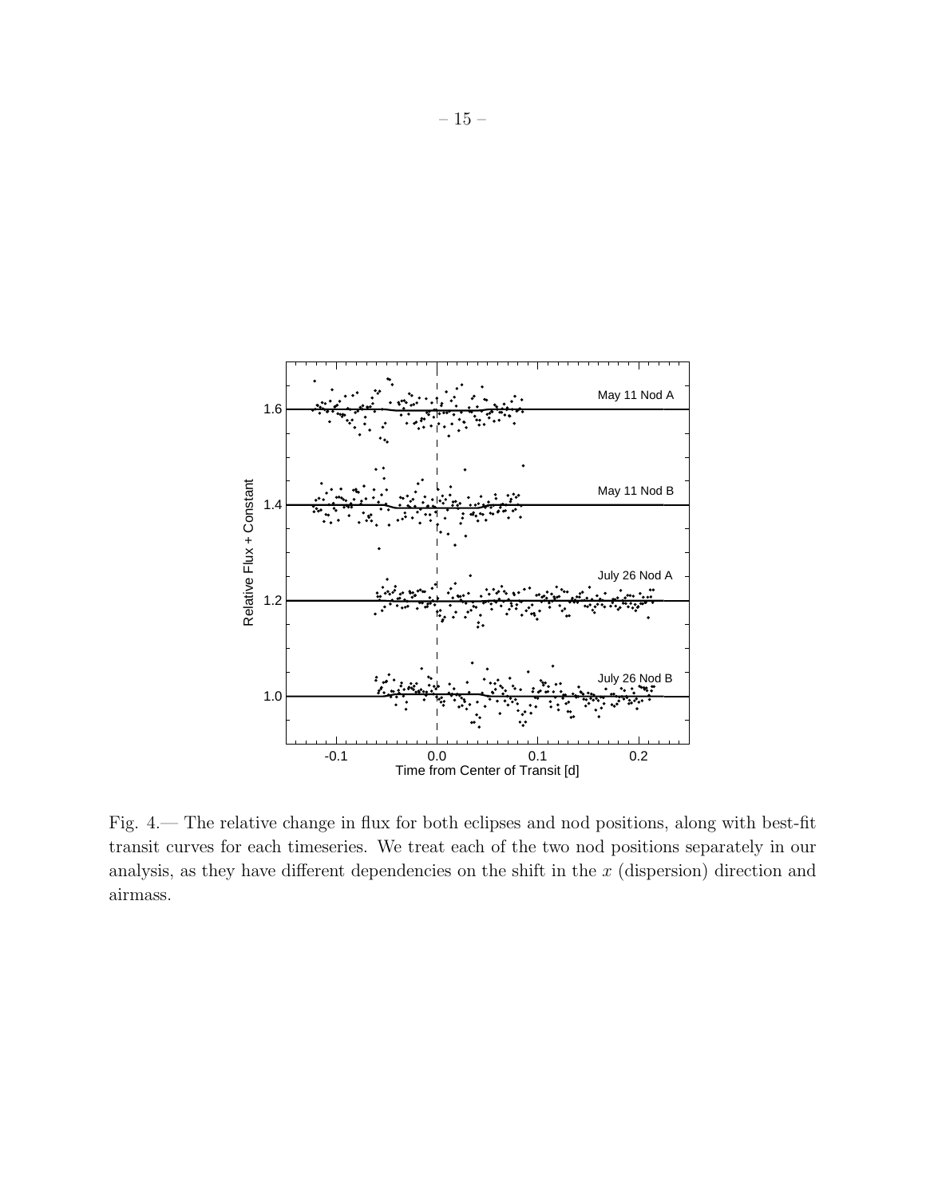May 11 Nod A

May 11 Nod B

July 26 Nod A

July 26 Nod B

1.6

1.4

1.2

1.0

Relative Flux + Constant

-0.1

0.0

0.1

0.2

Time from Center of Transit [d]

Fig. 4.— The relative change in flux for both eclipses and nod positions, along with best-fit transit curves for each timeseries. We treat each of the two nod positions separately in our analysis, as they have different dependencies on the shift in the $x$ (dispersion) direction and airmass.